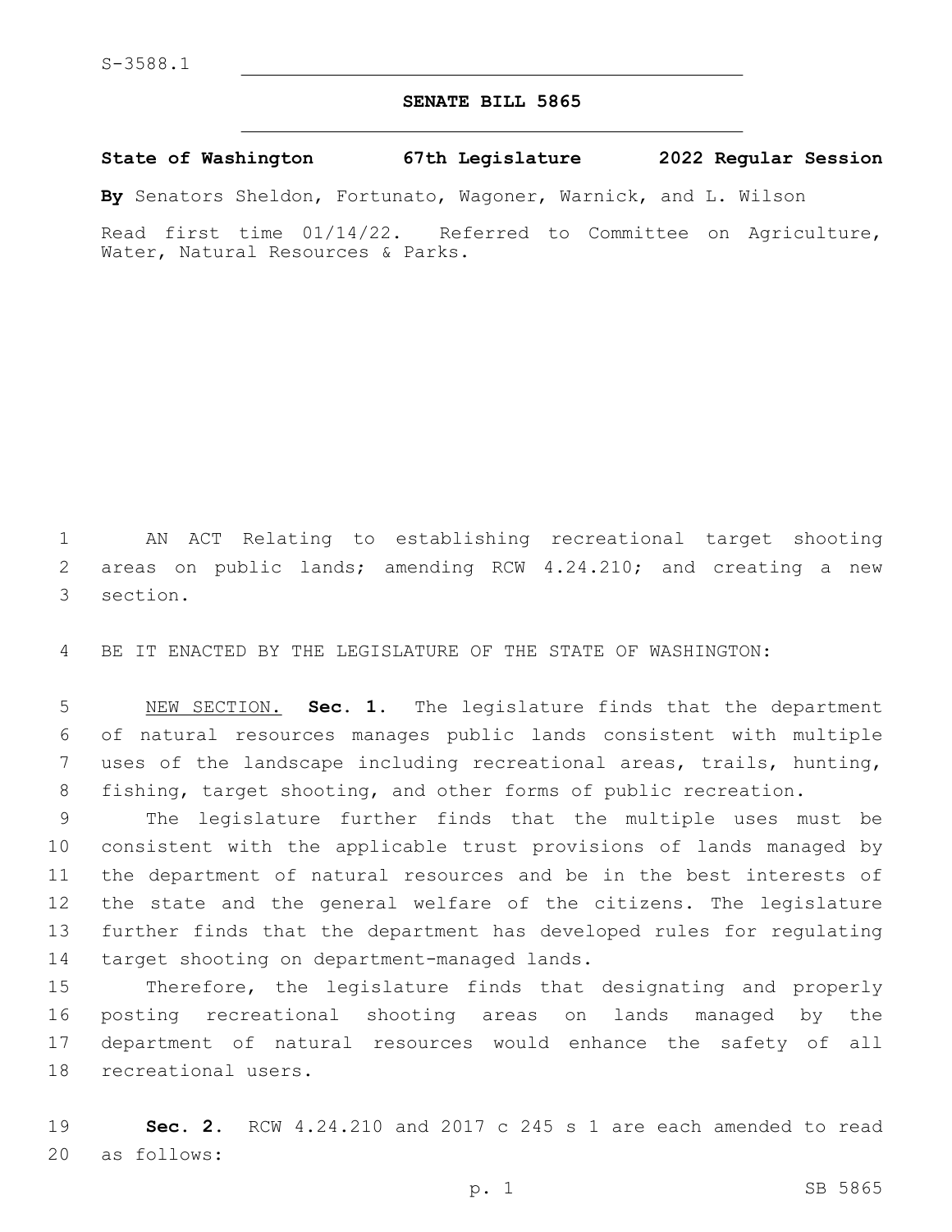S-3588.1

# SENATE BILL 5865

**State of Washington 67th Legislature 2022 Regular Session**

**By** Senators Sheldon, Fortunato, Wagoner, Warnick, and L. Wilson

Read first time 01/14/22. Referred to Committee on Agriculture, Water, Natural Resources & Parks.

AN ACT Relating to establishing recreational target shooting areas on public lands; amending RCW 4.24.210; and creating a new section.

BE IT ENACTED BY THE LEGISLATURE OF THE STATE OF WASHINGTON:

NEW SECTION. **Sec. 1.** The legislature finds that the department of natural resources manages public lands consistent with multiple uses of the landscape including recreational areas, trails, hunting, fishing, target shooting, and other forms of public recreation.

The legislature further finds that the multiple uses must be consistent with the applicable trust provisions of lands managed by the department of natural resources and be in the best interests of the state and the general welfare of the citizens. The legislature further finds that the department has developed rules for regulating target shooting on department-managed lands.

Therefore, the legislature finds that designating and properly posting recreational shooting areas on lands managed by the department of natural resources would enhance the safety of all recreational users.

**Sec. 2.** RCW 4.24.210 and 2017 c 245 s 1 are each amended to read as follows: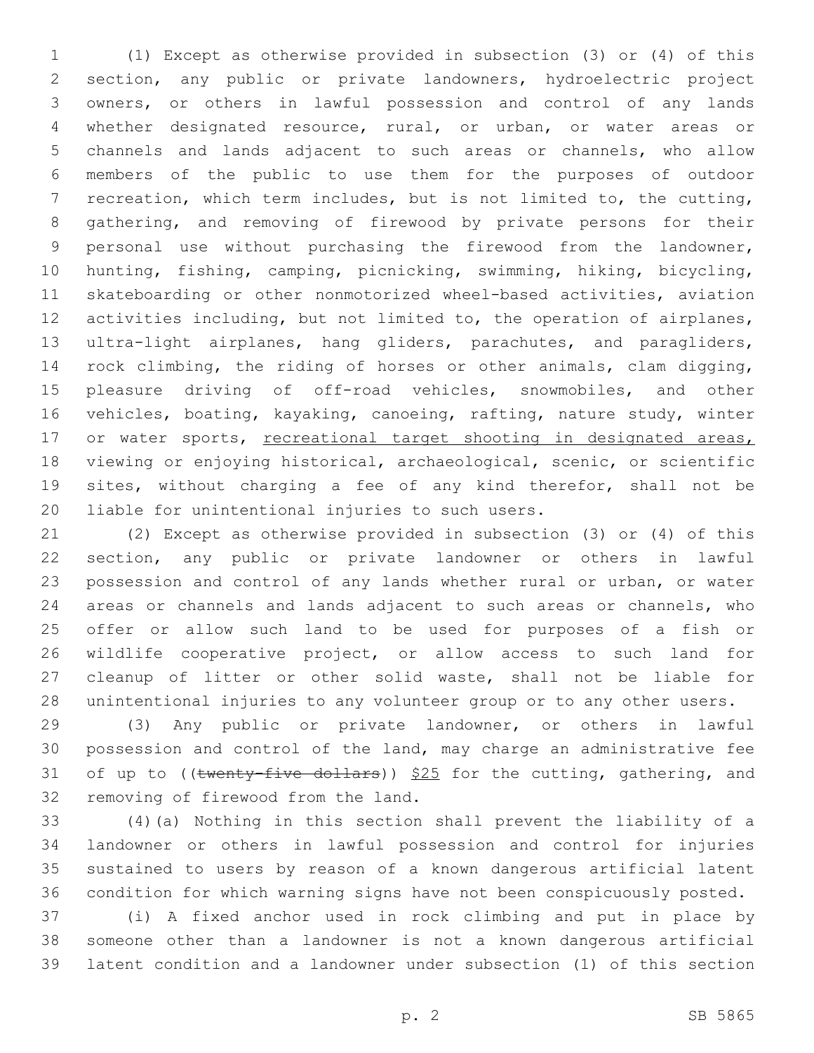(1) Except as otherwise provided in subsection (3) or (4) of this section, any public or private landowners, hydroelectric project owners, or others in lawful possession and control of any lands whether designated resource, rural, or urban, or water areas or channels and lands adjacent to such areas or channels, who allow members of the public to use them for the purposes of outdoor recreation, which term includes, but is not limited to, the cutting, gathering, and removing of firewood by private persons for their personal use without purchasing the firewood from the landowner, hunting, fishing, camping, picnicking, swimming, hiking, bicycling, skateboarding or other nonmotorized wheel-based activities, aviation activities including, but not limited to, the operation of airplanes, ultra-light airplanes, hang gliders, parachutes, and paragliders, rock climbing, the riding of horses or other animals, clam digging, pleasure driving of off-road vehicles, snowmobiles, and other vehicles, boating, kayaking, canoeing, rafting, nature study, winter or water sports, <u>recreational target shooting in designated areas,</u> viewing or enjoying historical, archaeological, scenic, or scientific sites, without charging a fee of any kind therefor, shall not be liable for unintentional injuries to such users.

(2) Except as otherwise provided in subsection (3) or (4) of this section, any public or private landowner or others in lawful possession and control of any lands whether rural or urban, or water areas or channels and lands adjacent to such areas or channels, who offer or allow such land to be used for purposes of a fish or wildlife cooperative project, or allow access to such land for cleanup of litter or other solid waste, shall not be liable for unintentional injuries to any volunteer group or to any other users.

(3) Any public or private landowner, or others in lawful possession and control of the land, may charge an administrative fee of up to ((~~twenty-five dollars~~)) <u>$25</u> for the cutting, gathering, and removing of firewood from the land.

(4)(a) Nothing in this section shall prevent the liability of a landowner or others in lawful possession and control for injuries sustained to users by reason of a known dangerous artificial latent condition for which warning signs have not been conspicuously posted.

(i) A fixed anchor used in rock climbing and put in place by someone other than a landowner is not a known dangerous artificial latent condition and a landowner under subsection (1) of this section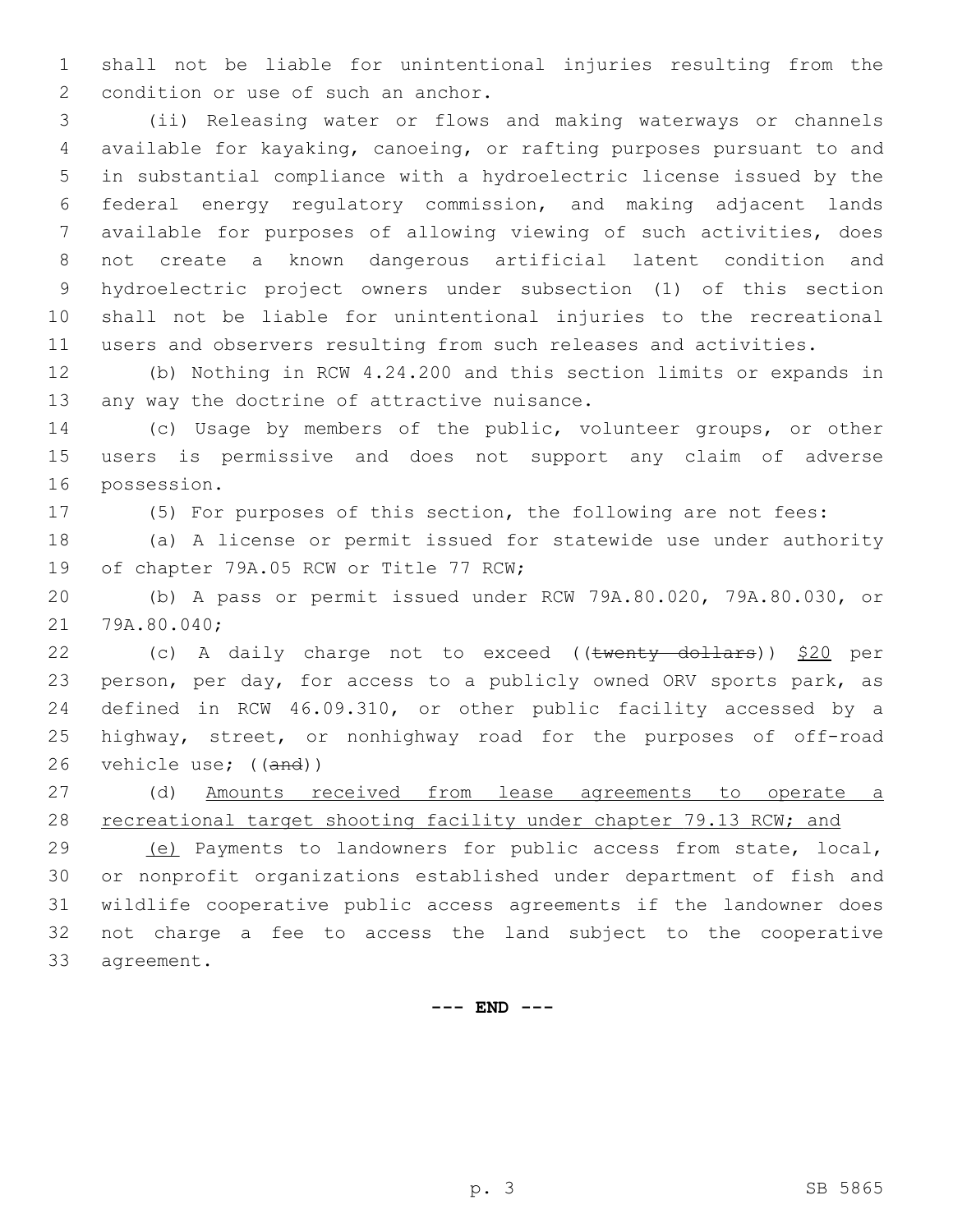shall not be liable for unintentional injuries resulting from the condition or use of such an anchor.

(ii) Releasing water or flows and making waterways or channels available for kayaking, canoeing, or rafting purposes pursuant to and in substantial compliance with a hydroelectric license issued by the federal energy regulatory commission, and making adjacent lands available for purposes of allowing viewing of such activities, does not create a known dangerous artificial latent condition and hydroelectric project owners under subsection (1) of this section shall not be liable for unintentional injuries to the recreational users and observers resulting from such releases and activities.

(b) Nothing in RCW 4.24.200 and this section limits or expands in any way the doctrine of attractive nuisance.

(c) Usage by members of the public, volunteer groups, or other users is permissive and does not support any claim of adverse possession.

(5) For purposes of this section, the following are not fees:

(a) A license or permit issued for statewide use under authority of chapter 79A.05 RCW or Title 77 RCW;

(b) A pass or permit issued under RCW 79A.80.020, 79A.80.030, or 79A.80.040;

(c) A daily charge not to exceed ((~~twenty dollars~~)) <u>$20</u> per person, per day, for access to a publicly owned ORV sports park, as defined in RCW 46.09.310, or other public facility accessed by a highway, street, or nonhighway road for the purposes of off-road vehicle use; ((~~and~~))

(d) <u>Amounts received from lease agreements to operate a recreational target shooting facility under chapter 79.13 RCW; and</u>

<u>(e)</u> Payments to landowners for public access from state, local, or nonprofit organizations established under department of fish and wildlife cooperative public access agreements if the landowner does not charge a fee to access the land subject to the cooperative agreement.

**--- END ---**